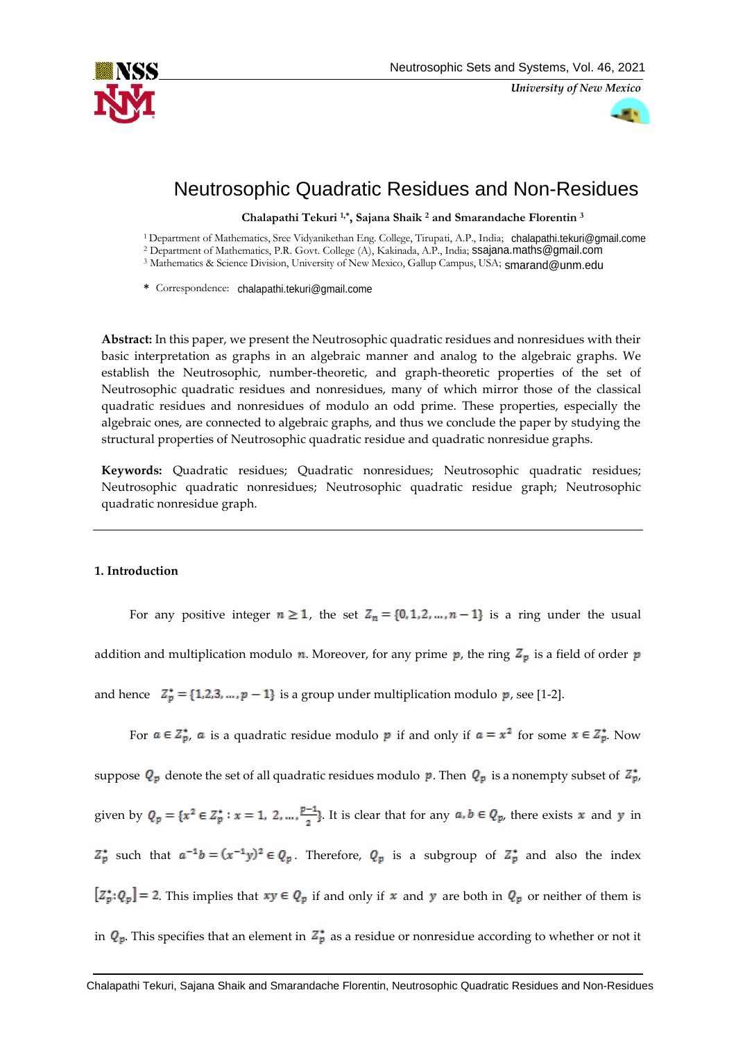# Neutrosophic Quadratic Residues and Non-Residues

**Chalapathi Tekuri [1,*], Sajana Shaik [2] and Smarandache Florentin [3]**

[1] Department of Mathematics, Sree Vidyanikethan Eng. College, Tirupati, A.P., India; chalapathi.tekuri@gmail.come
[2] Department of Mathematics, P.R. Govt. College (A), Kakinada, A.P., India; ssajana.maths@gmail.com
[3] Mathematics & Science Division, University of New Mexico, Gallup Campus, USA; smarand@unm.edu

\* Correspondence: chalapathi.tekuri@gmail.come

**Abstract:** In this paper, we present the Neutrosophic quadratic residues and nonresidues with their basic interpretation as graphs in an algebraic manner and analog to the algebraic graphs. We establish the Neutrosophic, number-theoretic, and graph-theoretic properties of the set of Neutrosophic quadratic residues and nonresidues, many of which mirror those of the classical quadratic residues and nonresidues of modulo an odd prime. These properties, especially the algebraic ones, are connected to algebraic graphs, and thus we conclude the paper by studying the structural properties of Neutrosophic quadratic residue and quadratic nonresidue graphs.

**Keywords:** Quadratic residues; Quadratic nonresidues; Neutrosophic quadratic residues; Neutrosophic quadratic nonresidues; Neutrosophic quadratic residue graph; Neutrosophic quadratic nonresidue graph.

## 1. Introduction

For any positive integer $n \geq 1$, the set $Z_n = \{0, 1, 2, \ldots, n-1\}$ is a ring under the usual addition and multiplication modulo $n$. Moreover, for any prime $p$, the ring $Z_p$ is a field of order $p$ and hence $Z_p^* = \{1, 2, 3, \ldots, p-1\}$ is a group under multiplication modulo $p$, see [1-2].

For $a \in Z_p^*$, $a$ is a quadratic residue modulo $p$ if and only if $a = x^2$ for some $x \in Z_p^*$. Now suppose $Q_p$ denote the set of all quadratic residues modulo $p$. Then $Q_p$ is a nonempty subset of $Z_p^*$, given by $Q_p = \{x^2 \in Z_p^* : x = 1, 2, \ldots, \frac{p-1}{2}\}$. It is clear that for any $a, b \in Q_p$, there exists $x$ and $y$ in $Z_p^*$ such that $a^{-1}b = (x^{-1}y)^2 \in Q_p$. Therefore, $Q_p$ is a subgroup of $Z_p^*$ and also the index $[Z_p^* : Q_p] = 2$. This implies that $xy \in Q_p$ if and only if $x$ and $y$ are both in $Q_p$ or neither of them is in $Q_p$. This specifies that an element in $Z_p^*$ as a residue or nonresidue according to whether or not it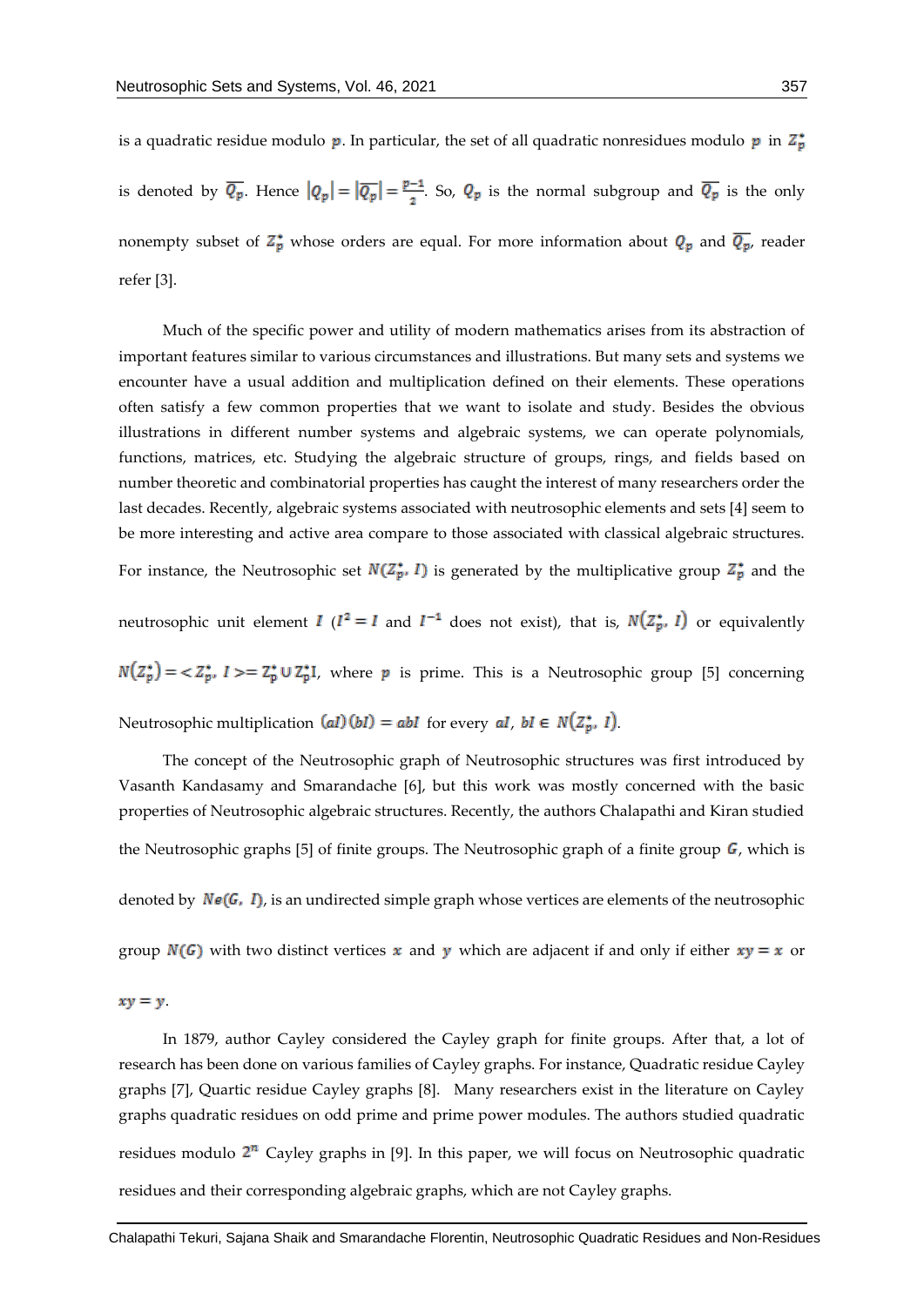is a quadratic residue modulo $p$. In particular, the set of all quadratic nonresidues modulo $p$ in $Z_p^*$ is denoted by $\overline{Q_p}$. Hence $|Q_p| = |\overline{Q_p}| = \frac{p-1}{2}$. So, $Q_p$ is the normal subgroup and $\overline{Q_p}$ is the only nonempty subset of $Z_p^*$ whose orders are equal. For more information about $Q_p$ and $\overline{Q_p}$, reader refer [3].

Much of the specific power and utility of modern mathematics arises from its abstraction of important features similar to various circumstances and illustrations. But many sets and systems we encounter have a usual addition and multiplication defined on their elements. These operations often satisfy a few common properties that we want to isolate and study. Besides the obvious illustrations in different number systems and algebraic systems, we can operate polynomials, functions, matrices, etc. Studying the algebraic structure of groups, rings, and fields based on number theoretic and combinatorial properties has caught the interest of many researchers order the last decades. Recently, algebraic systems associated with neutrosophic elements and sets [4] seem to be more interesting and active area compare to those associated with classical algebraic structures. For instance, the Neutrosophic set $N(Z_p^*, I)$ is generated by the multiplicative group $Z_p^*$ and the neutrosophic unit element $I$ ($I^2 = I$ and $I^{-1}$ does not exist), that is, $N(Z_p^*, I)$ or equivalently $N(Z_p^*) = < Z_p^*, I >= Z_p^* \cup Z_p^* I$, where $p$ is prime. This is a Neutrosophic group [5] concerning Neutrosophic multiplication $(aI)(bI) = abI$ for every $aI, bI \in N(Z_p^*, I)$.

The concept of the Neutrosophic graph of Neutrosophic structures was first introduced by Vasanth Kandasamy and Smarandache [6], but this work was mostly concerned with the basic properties of Neutrosophic algebraic structures. Recently, the authors Chalapathi and Kiran studied the Neutrosophic graphs [5] of finite groups. The Neutrosophic graph of a finite group $G$, which is denoted by $Ne(G, I)$, is an undirected simple graph whose vertices are elements of the neutrosophic group $N(G)$ with two distinct vertices $x$ and $y$ which are adjacent if and only if either $xy = x$ or $xy = y$.

In 1879, author Cayley considered the Cayley graph for finite groups. After that, a lot of research has been done on various families of Cayley graphs. For instance, Quadratic residue Cayley graphs [7], Quartic residue Cayley graphs [8]. Many researchers exist in the literature on Cayley graphs quadratic residues on odd prime and prime power modules. The authors studied quadratic residues modulo $2^n$ Cayley graphs in [9]. In this paper, we will focus on Neutrosophic quadratic residues and their corresponding algebraic graphs, which are not Cayley graphs.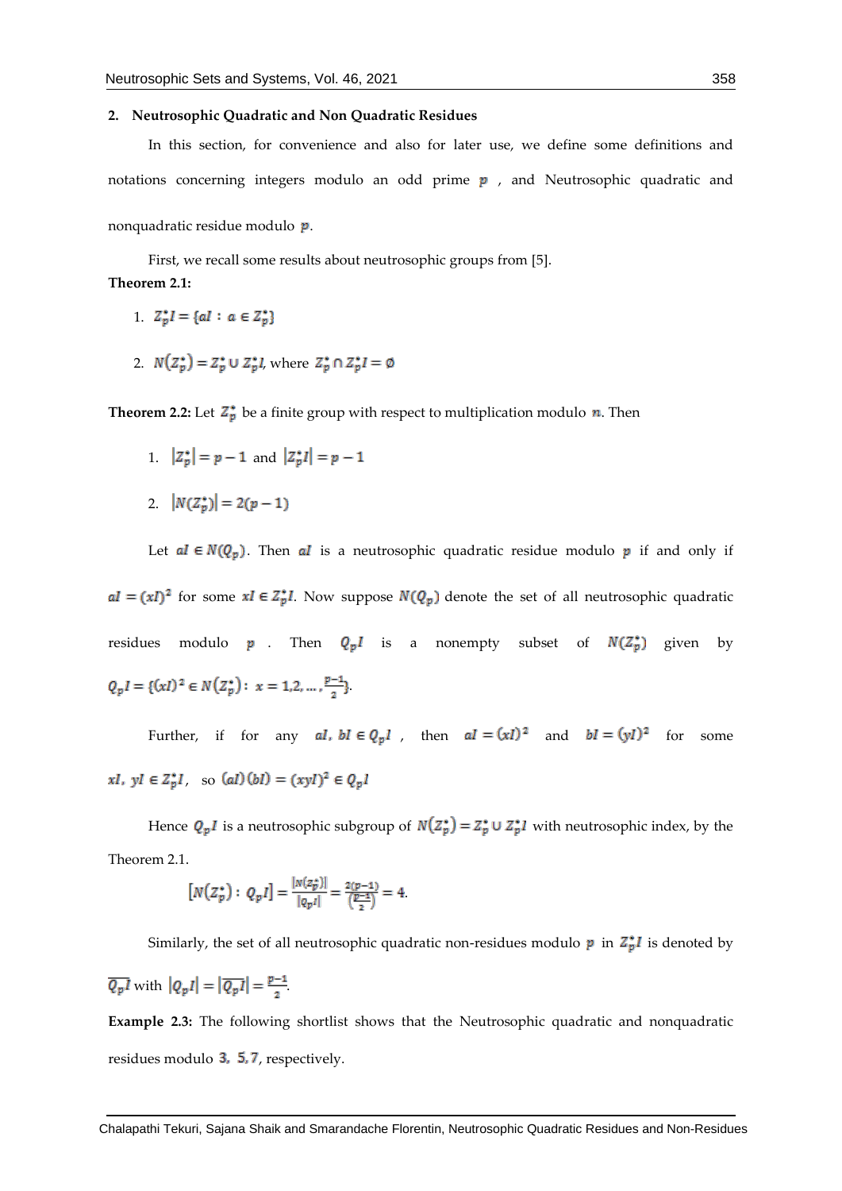## 2. Neutrosophic Quadratic and Non Quadratic Residues

In this section, for convenience and also for later use, we define some definitions and notations concerning integers modulo an odd prime $p$ , and Neutrosophic quadratic and nonquadratic residue modulo $p$.

First, we recall some results about neutrosophic groups from [5].

**Theorem 2.1:**

1. $Z_p^* I = \{aI : a \in Z_p^*\}$
2. $N(Z_p^*) = Z_p^* \cup Z_p^* I$, where $Z_p^* \cap Z_p^* I = \emptyset$

**Theorem 2.2:** Let $Z_p^*$ be a finite group with respect to multiplication modulo $n$. Then

1. $|Z_p^*| = p - 1$ and $|Z_p^* I| = p - 1$
2. $|N(Z_p^*)| = 2(p-1)$

Let $aI \in N(Q_p)$. Then $aI$ is a neutrosophic quadratic residue modulo $p$ if and only if $aI = (xI)^2$ for some $xI \in Z_p^* I$. Now suppose $N(Q_p)$ denote the set of all neutrosophic quadratic residues modulo $p$ . Then $Q_p I$ is a nonempty subset of $N(Z_p^*)$ given by $Q_p I = \{(xI)^2 \in N(Z_p^*) : x = 1, 2, \ldots, \frac{p-1}{2}\}$.

Further, if for any $aI, bI \in Q_p I$ , then $aI = (xI)^2$ and $bI = (yI)^2$ for some $xI, yI \in Z_p^* I$, so $(aI)(bI) = (xyI)^2 \in Q_p I$

Hence $Q_p I$ is a neutrosophic subgroup of $N(Z_p^*) = Z_p^* \cup Z_p^* I$ with neutrosophic index, by the Theorem 2.1.

$$[N(Z_p^*) : Q_p I] = \frac{|N(Z_p^*)|}{|Q_p I|} = \frac{2(p-1)}{\left(\frac{p-1}{2}\right)} = 4.$$

Similarly, the set of all neutrosophic quadratic non-residues modulo $p$ in $Z_p^* I$ is denoted by $\overline{Q_p I}$ with $|Q_p I| = |\overline{Q_p I}| = \frac{p-1}{2}$.

**Example 2.3:** The following shortlist shows that the Neutrosophic quadratic and nonquadratic residues modulo $3$, $5, 7$, respectively.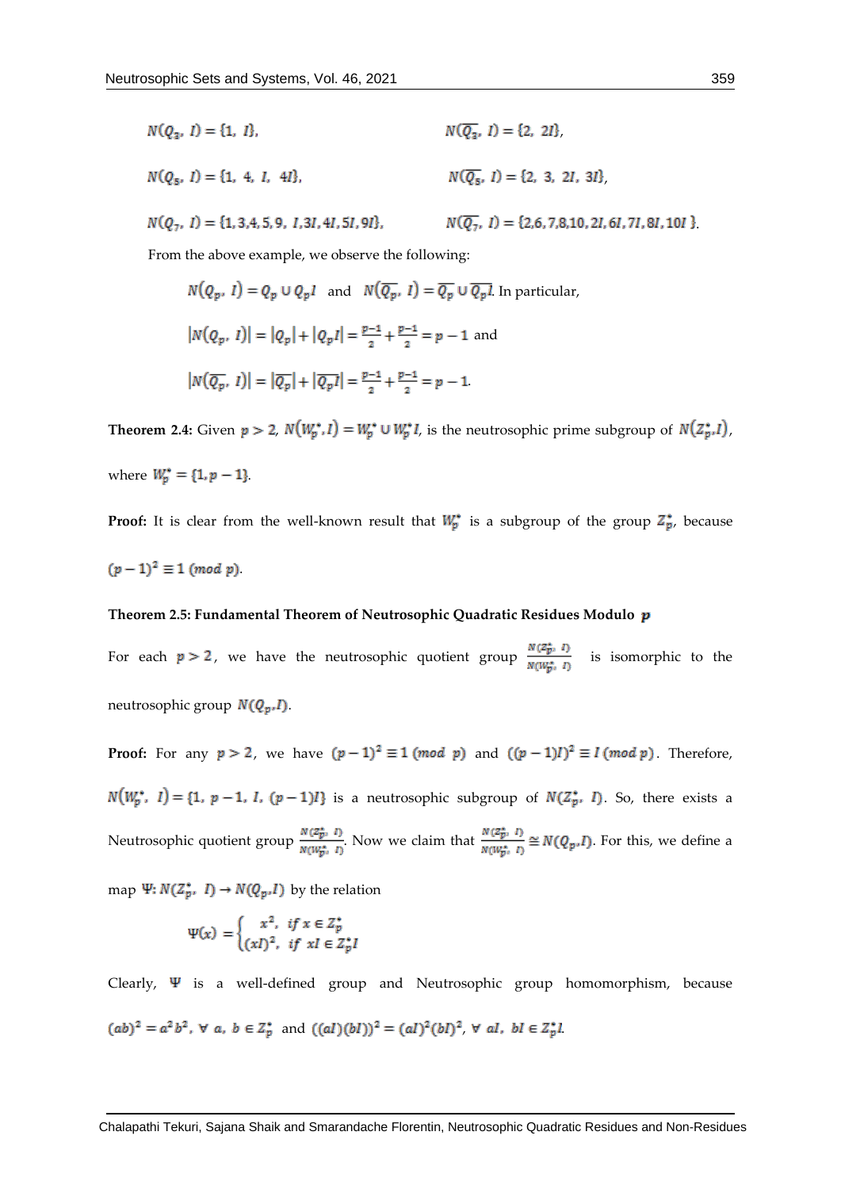$N(Q_3, I) = \{1, I\}$, $\quad\quad N(\overline{Q_3}, I) = \{2, 2I\}$,

$N(Q_5, I) = \{1, 4, I, 4I\}$, $\quad\quad N(\overline{Q_5}, I) = \{2, 3, 2I, 3I\}$,

$N(Q_7, I) = \{1, 3, 4, 5, 9, I, 3I, 4I, 5I, 9I\}$, $\quad\quad N(\overline{Q_7}, I) = \{2, 6, 7, 8, 10, 2I, 6I, 7I, 8I, 10I\}$.

From the above example, we observe the following:

$N(Q_p, I) = Q_p \cup Q_p I$ and $N(\overline{Q_p}, I) = \overline{Q_p} \cup \overline{Q_p I}$. In particular,

$|N(Q_p, I)| = |Q_p| + |Q_p I| = \frac{p-1}{2} + \frac{p-1}{2} = p - 1$ and

$|N(\overline{Q_p}, I)| = |\overline{Q_p}| + |\overline{Q_p I}| = \frac{p-1}{2} + \frac{p-1}{2} = p - 1$.

**Theorem 2.4:** Given $p > 2$, $N(W_p^*, I) = W_p^* \cup W_p^* I$, is the neutrosophic prime subgroup of $N(Z_p^*, I)$, where $W_p^* = \{1, p-1\}$.

**Proof:** It is clear from the well-known result that $W_p^*$ is a subgroup of the group $Z_p^*$, because $(p-1)^2 \equiv 1 \ (mod\ p)$.

**Theorem 2.5: Fundamental Theorem of Neutrosophic Quadratic Residues Modulo $p$**

For each $p > 2$, we have the neutrosophic quotient group $\frac{N(Z_p^*, I)}{N(W_p^*, I)}$ is isomorphic to the neutrosophic group $N(Q_p, I)$.

**Proof:** For any $p > 2$, we have $(p-1)^2 \equiv 1 \ (mod\ p)$ and $((p-1)I)^2 \equiv I \ (mod\ p)$. Therefore, $N(W_p^*, I) = \{1, p-1, I, (p-1)I\}$ is a neutrosophic subgroup of $N(Z_p^*, I)$. So, there exists a Neutrosophic quotient group $\frac{N(Z_p^*, I)}{N(W_p^*, I)}$. Now we claim that $\frac{N(Z_p^*, I)}{N(W_p^*, I)} \cong N(Q_p, I)$. For this, we define a map $\Psi: N(Z_p^*, I) \to N(Q_p, I)$ by the relation

$$\Psi(x) = \begin{cases} x^2, & if\ x \in Z_p^* \\ (xI)^2, & if\ xI \in Z_p^* I \end{cases}$$

Clearly, $\Psi$ is a well-defined group and Neutrosophic group homomorphism, because $(ab)^2 = a^2 b^2, \ \forall\ a, b \in Z_p^*$ and $((aI)(bI))^2 = (aI)^2 (bI)^2, \ \forall\ aI, bI \in Z_p^* I$.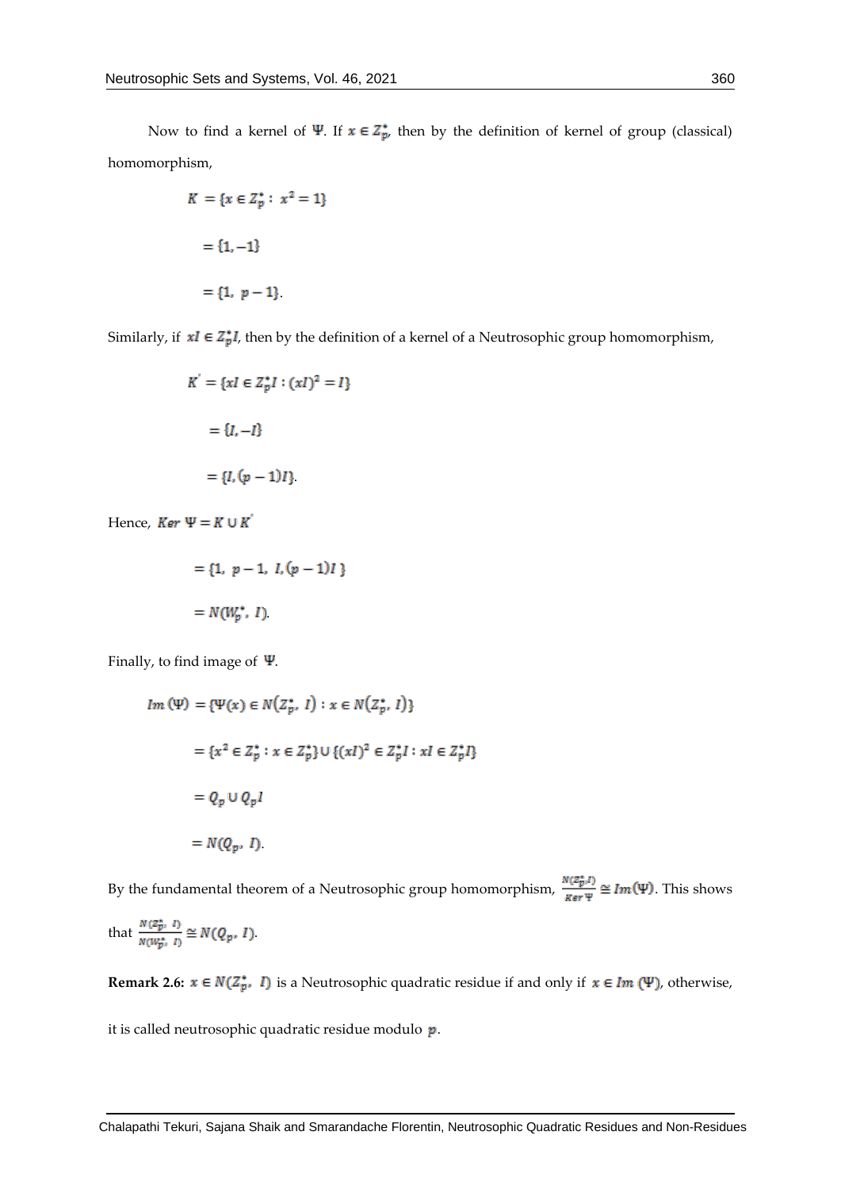Now to find a kernel of $\Psi$. If $x \in Z_p^*$, then by the definition of kernel of group (classical) homomorphism,

$$K = \{x \in Z_p^* : x^2 = 1\}$$

$$= \{1, -1\}$$

$$= \{1, \; p-1\}.$$

Similarly, if $xI \in Z_p^* I$, then by the definition of a kernel of a Neutrosophic group homomorphism,

$$K' = \{xI \in Z_p^* I : (xI)^2 = I\}$$

$$= \{I, -I\}$$

$$= \{I, (p-1)I\}.$$

Hence, $Ker \; \Psi = K \cup K'$

$$= \{1, \; p-1, \; I, (p-1)I\}$$

$$= N(W_p^*, \; I).$$

Finally, to find image of $\Psi$.

$$Im(\Psi) = \{\Psi(x) \in N(Z_p^*, \; I) : x \in N(Z_p^*, \; I)\}$$

$$= \{x^2 \in Z_p^* : x \in Z_p^*\} \cup \{(xI)^2 \in Z_p^* I : xI \in Z_p^* I\}$$

$$= Q_p \cup Q_p I$$

$$= N(Q_p, \; I).$$

By the fundamental theorem of a Neutrosophic group homomorphism, $\frac{N(Z_p^*, I)}{Ker \, \Psi} \cong Im(\Psi)$. This shows that $\frac{N(Z_p^*, \; I)}{N(W_p^*, \; I)} \cong N(Q_p, \; I)$.

**Remark 2.6:** $x \in N(Z_p^*, \; I)$ is a Neutrosophic quadratic residue if and only if $x \in Im(\Psi)$, otherwise, it is called neutrosophic quadratic residue modulo $p$.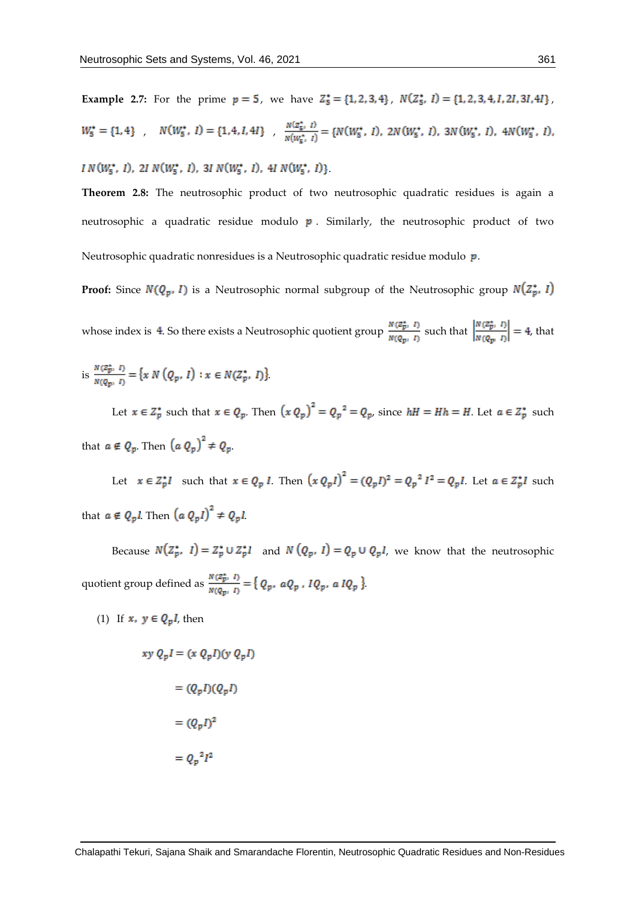**Example 2.7:** For the prime $p = 5$, we have $Z_5^* = \{1, 2, 3, 4\}$, $N(Z_5^*, I) = \{1, 2, 3, 4, I, 2I, 3I, 4I\}$, $W_5^* = \{1, 4\}$ , $N(W_5^*, I) = \{1, 4, I, 4I\}$ , $\frac{N(Z_5^*, I)}{N(W_5^*, I)} = \{N(W_5^*, I), 2N(W_5^*, I), 3N(W_5^*, I), 4N(W_5^*, I),$ $I\,N(W_5^*, I), 2I\,N(W_5^*, I), 3I\,N(W_5^*, I), 4I\,N(W_5^*, I)\}$.

**Theorem 2.8:** The neutrosophic product of two neutrosophic quadratic residues is again a neutrosophic a quadratic residue modulo $p$. Similarly, the neutrosophic product of two Neutrosophic quadratic nonresidues is a Neutrosophic quadratic residue modulo $p$.

**Proof:** Since $N(Q_p, I)$ is a Neutrosophic normal subgroup of the Neutrosophic group $N(Z_p^*, I)$ whose index is 4. So there exists a Neutrosophic quotient group $\frac{N(Z_p^*, I)}{N(Q_p, I)}$ such that $\left|\frac{N(Z_p^*, I)}{N(Q_p, I)}\right| = 4$, that is $\frac{N(Z_p^*, I)}{N(Q_p, I)} = \{x\, N(Q_p, I) : x \in N(Z_p^*, I)\}$.

Let $x \in Z_p^*$ such that $x \in Q_p$. Then $(x\,Q_p)^2 = {Q_p}^2 = Q_p$, since $hH = Hh = H$. Let $a \in Z_p^*$ such that $a \notin Q_p$. Then $(a\,Q_p)^2 \neq Q_p$.

Let $x \in Z_p^* I$ such that $x \in Q_p\, I$. Then $(x\,Q_p I)^2 = (Q_p I)^2 = {Q_p}^2\, I^2 = Q_p I$. Let $a \in Z_p^* I$ such that $a \notin Q_p I$. Then $(a\,Q_p I)^2 \neq Q_p I$.

Because $N(Z_p^*, I) = Z_p^* \cup Z_p^* I$ and $N(Q_p, I) = Q_p \cup Q_p I$, we know that the neutrosophic quotient group defined as $\frac{N(Z_p^*, I)}{N(Q_p, I)} = \{Q_p, aQ_p, IQ_p, a\,IQ_p\}$.

(1) If $x, y \in Q_p I$, then

$$
\begin{aligned}
xy\,Q_p I &= (x\,Q_p I)(y\,Q_p I) \\
&= (Q_p I)(Q_p I) \\
&= (Q_p I)^2 \\
&= {Q_p}^2 I^2
\end{aligned}
$$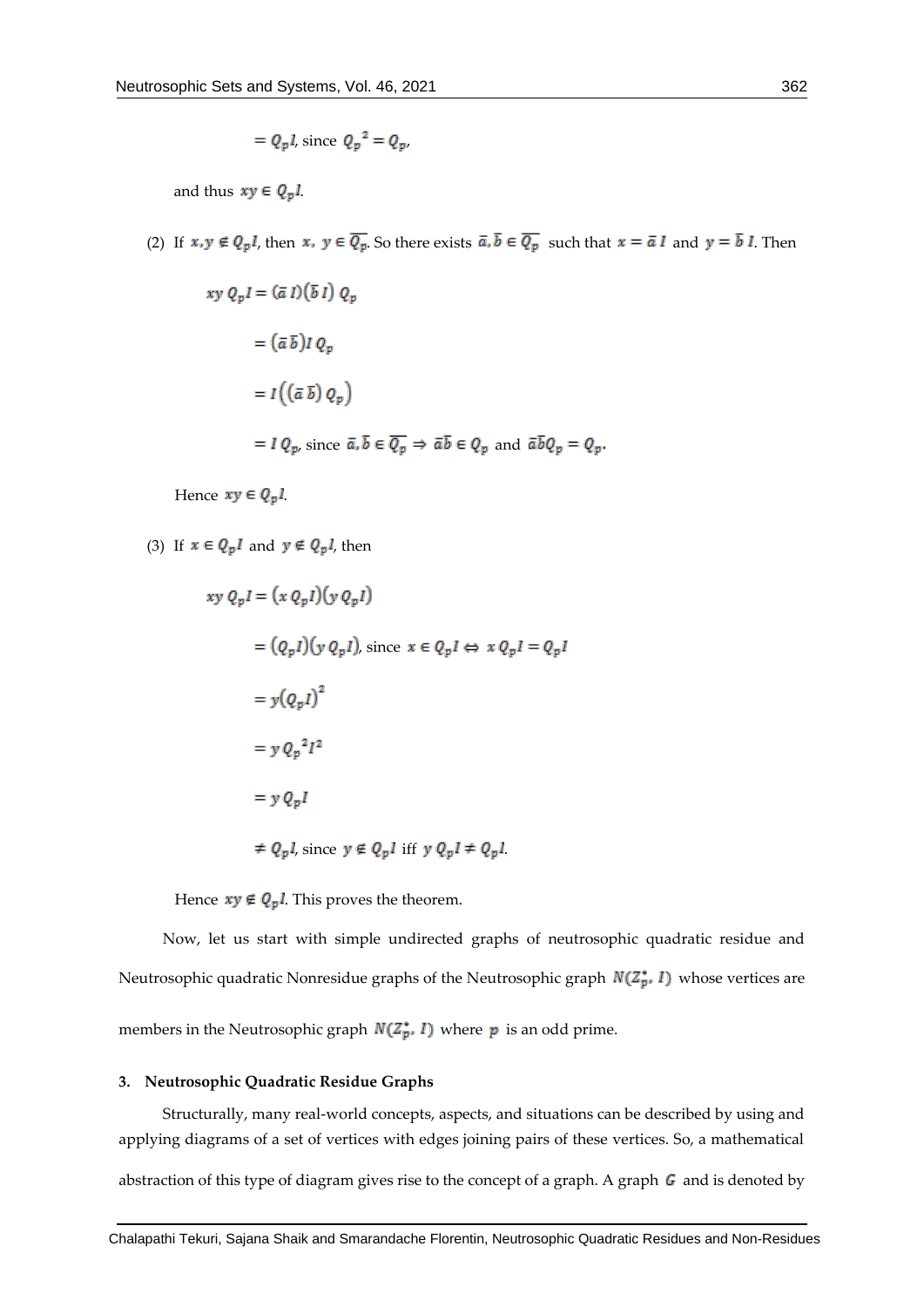$= Q_p I$, since ${Q_p}^2 = Q_p$,

and thus $xy \in Q_p I$.

(2) If $x, y \notin Q_p I$, then $x,\ y \in \overline{Q_p}$. So there exists $\bar{a}, \bar{b} \in \overline{Q_p}$ such that $x = \bar{a}\, I$ and $y = \bar{b}\, I$. Then

$$
\begin{aligned}
xy\, Q_p I &= (\bar{a}\, I)(\bar{b}\, I)\, Q_p \\
&= (\bar{a}\, \bar{b}) I\, Q_p \\
&= I\left((\bar{a}\, \bar{b})\, Q_p\right) \\
&= I\, Q_p, \text{ since } \bar{a}, \bar{b} \in \overline{Q_p} \Rightarrow \bar{a}\bar{b} \in Q_p \text{ and } \bar{a}\bar{b}Q_p = Q_p.
\end{aligned}
$$

Hence $xy \in Q_p I$.

(3) If $x \in Q_p I$ and $y \notin Q_p I$, then

$$
\begin{aligned}
xy\, Q_p I &= (x\, Q_p I)(y\, Q_p I) \\
&= (Q_p I)(y\, Q_p I), \text{ since } x \in Q_p I \Leftrightarrow x\, Q_p I = Q_p I \\
&= y(Q_p I)^2 \\
&= y\, {Q_p}^2 I^2 \\
&= y\, Q_p I \\
&\neq Q_p I, \text{ since } y \notin Q_p I \text{ iff } y\, Q_p I \neq Q_p I.
\end{aligned}
$$

Hence $xy \notin Q_p I$. This proves the theorem.

Now, let us start with simple undirected graphs of neutrosophic quadratic residue and Neutrosophic quadratic Nonresidue graphs of the Neutrosophic graph $N(Z_p^*, I)$ whose vertices are members in the Neutrosophic graph $N(Z_p^*, I)$ where $p$ is an odd prime.

## 3. Neutrosophic Quadratic Residue Graphs

Structurally, many real-world concepts, aspects, and situations can be described by using and applying diagrams of a set of vertices with edges joining pairs of these vertices. So, a mathematical abstraction of this type of diagram gives rise to the concept of a graph. A graph $G$ and is denoted by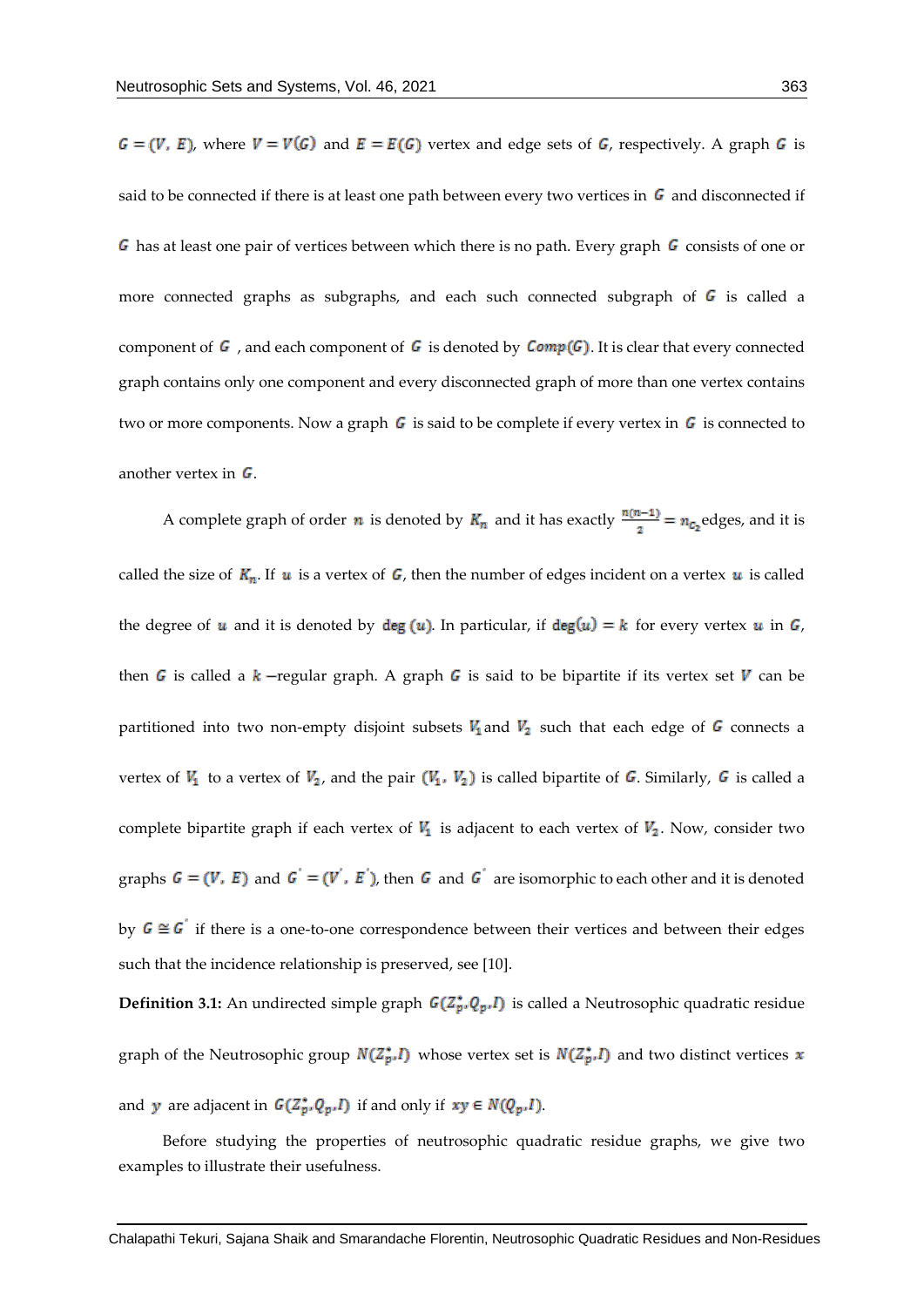$G = (V, E)$, where $V = V(G)$ and $E = E(G)$ vertex and edge sets of $G$, respectively. A graph $G$ is said to be connected if there is at least one path between every two vertices in $G$ and disconnected if $G$ has at least one pair of vertices between which there is no path. Every graph $G$ consists of one or more connected graphs as subgraphs, and each such connected subgraph of $G$ is called a component of $G$ , and each component of $G$ is denoted by $Comp(G)$. It is clear that every connected graph contains only one component and every disconnected graph of more than one vertex contains two or more components. Now a graph $G$ is said to be complete if every vertex in $G$ is connected to another vertex in $G$.

A complete graph of order $n$ is denoted by $K_n$ and it has exactly $\frac{n(n-1)}{2} = n_{C_2}$ edges, and it is called the size of $K_n$. If $u$ is a vertex of $G$, then the number of edges incident on a vertex $u$ is called the degree of $u$ and it is denoted by $\deg(u)$. In particular, if $\deg(u) = k$ for every vertex $u$ in $G$, then $G$ is called a $k$ −regular graph. A graph $G$ is said to be bipartite if its vertex set $V$ can be partitioned into two non-empty disjoint subsets $V_1$ and $V_2$ such that each edge of $G$ connects a vertex of $V_1$ to a vertex of $V_2$, and the pair $(V_1, V_2)$ is called bipartite of $G$. Similarly, $G$ is called a complete bipartite graph if each vertex of $V_1$ is adjacent to each vertex of $V_2$. Now, consider two graphs $G = (V, E)$ and $G' = (V', E')$, then $G$ and $G'$ are isomorphic to each other and it is denoted by $G \cong G'$ if there is a one-to-one correspondence between their vertices and between their edges such that the incidence relationship is preserved, see [10].

**Definition 3.1:** An undirected simple graph $G(Z_p^*, Q_p, I)$ is called a Neutrosophic quadratic residue graph of the Neutrosophic group $N(Z_p^*, I)$ whose vertex set is $N(Z_p^*, I)$ and two distinct vertices $x$ and $y$ are adjacent in $G(Z_p^*, Q_p, I)$ if and only if $xy \in N(Q_p, I)$.

Before studying the properties of neutrosophic quadratic residue graphs, we give two examples to illustrate their usefulness.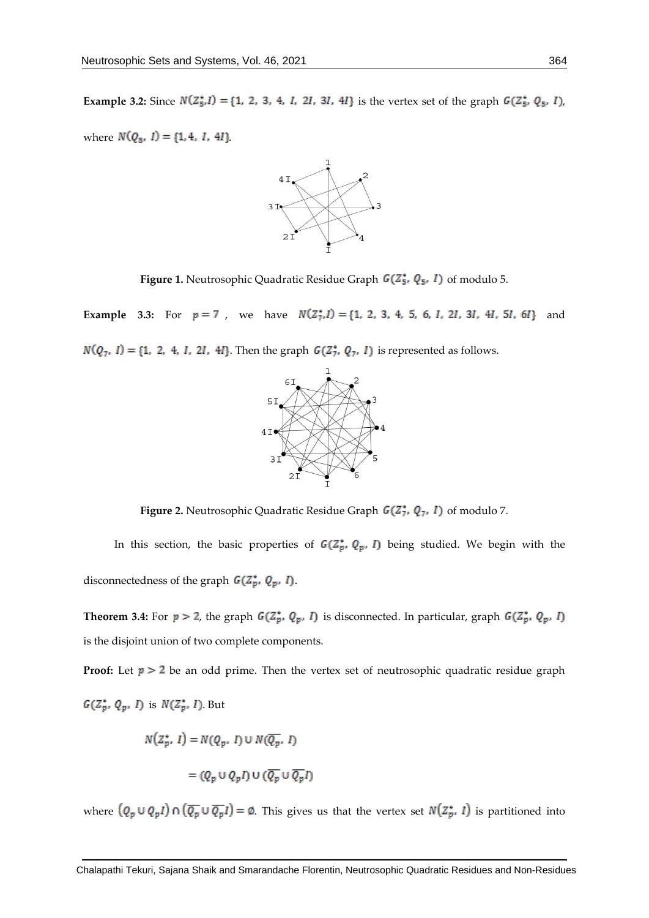**Example 3.2:** Since $N(Z_5^*, I) = \{1,\ 2,\ 3,\ 4,\ I,\ 2I,\ 3I,\ 4I\}$ is the vertex set of the graph $G(Z_5^*,\ Q_5,\ I)$, where $N(Q_5,\ I) = \{1, 4,\ I,\ 4I\}$.

**Figure 1.** Neutrosophic Quadratic Residue Graph $G(Z_5^*,\ Q_5,\ I)$ of modulo 5.

**Example 3.3:** For $p = 7$, we have $N(Z_7^*, I) = \{1,\ 2,\ 3,\ 4,\ 5,\ 6,\ I,\ 2I,\ 3I,\ 4I,\ 5I,\ 6I\}$ and $N(Q_7,\ I) = \{1,\ 2,\ 4,\ I,\ 2I,\ 4I\}$. Then the graph $G(Z_7^*,\ Q_7,\ I)$ is represented as follows.

**Figure 2.** Neutrosophic Quadratic Residue Graph $G(Z_7^*,\ Q_7,\ I)$ of modulo 7.

In this section, the basic properties of $G(Z_p^*,\ Q_p,\ I)$ being studied. We begin with the disconnectedness of the graph $G(Z_p^*,\ Q_p,\ I)$.

**Theorem 3.4:** For $p > 2$, the graph $G(Z_p^*,\ Q_p,\ I)$ is disconnected. In particular, graph $G(Z_p^*,\ Q_p,\ I)$ is the disjoint union of two complete components.

**Proof:** Let $p > 2$ be an odd prime. Then the vertex set of neutrosophic quadratic residue graph $G(Z_p^*,\ Q_p,\ I)$ is $N(Z_p^*,\ I)$. But

$$N(Z_p^*,\ I) = N(Q_p,\ I) \cup N(\overline{Q_p},\ I)$$

$$= (Q_p \cup Q_p I) \cup (\overline{Q_p} \cup \overline{Q_p} I)$$

where $(Q_p \cup Q_p I) \cap (\overline{Q_p} \cup \overline{Q_p} I) = \emptyset$. This gives us that the vertex set $N(Z_p^*,\ I)$ is partitioned into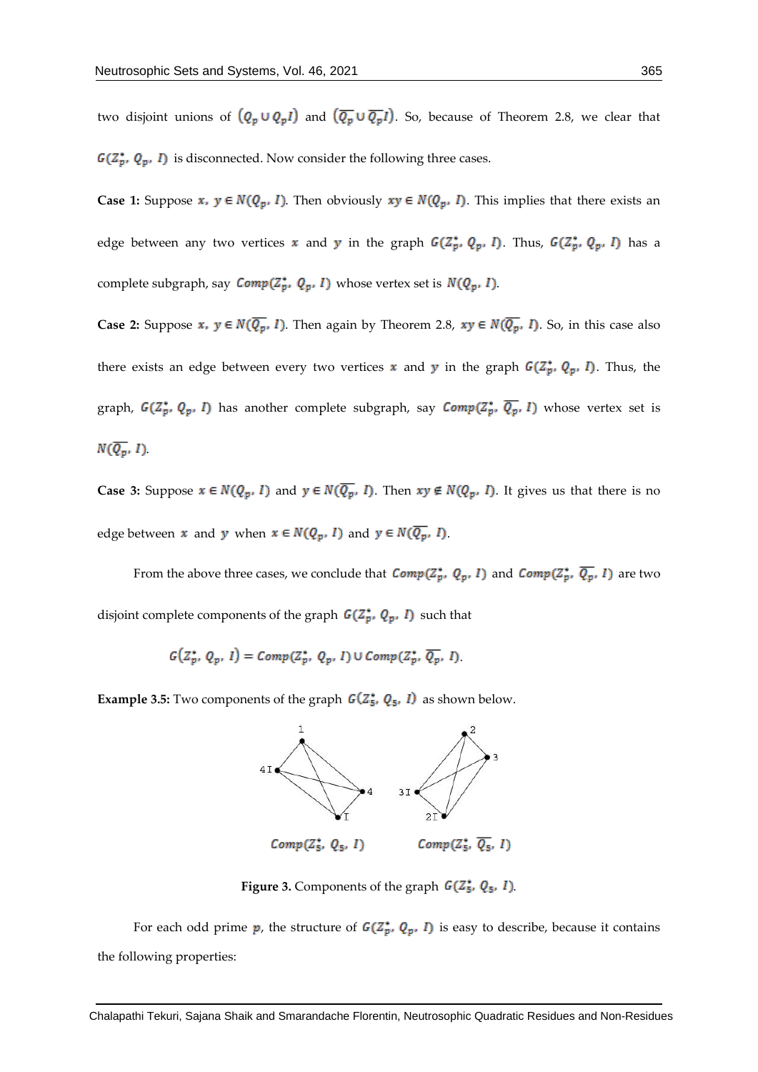two disjoint unions of $(Q_p \cup Q_pI)$ and $(\overline{Q_p} \cup \overline{Q_p}I)$. So, because of Theorem 2.8, we clear that $G(Z_p^*, Q_p, I)$ is disconnected. Now consider the following three cases.

**Case 1:** Suppose $x, y \in N(Q_p, I)$. Then obviously $xy \in N(Q_p, I)$. This implies that there exists an edge between any two vertices $x$ and $y$ in the graph $G(Z_p^*, Q_p, I)$. Thus, $G(Z_p^*, Q_p, I)$ has a complete subgraph, say $Comp(Z_p^*, Q_p, I)$ whose vertex set is $N(Q_p, I)$.

**Case 2:** Suppose $x, y \in N(\overline{Q_p}, I)$. Then again by Theorem 2.8, $xy \in N(\overline{Q_p}, I)$. So, in this case also there exists an edge between every two vertices $x$ and $y$ in the graph $G(Z_p^*, Q_p, I)$. Thus, the graph, $G(Z_p^*, Q_p, I)$ has another complete subgraph, say $Comp(Z_p^*, \overline{Q_p}, I)$ whose vertex set is $N(\overline{Q_p}, I)$.

**Case 3:** Suppose $x \in N(Q_p, I)$ and $y \in N(\overline{Q_p}, I)$. Then $xy \notin N(Q_p, I)$. It gives us that there is no edge between $x$ and $y$ when $x \in N(Q_p, I)$ and $y \in N(\overline{Q_p}, I)$.

From the above three cases, we conclude that $Comp(Z_p^*, Q_p, I)$ and $Comp(Z_p^*, \overline{Q_p}, I)$ are two disjoint complete components of the graph $G(Z_p^*, Q_p, I)$ such that

$$G(Z_p^*, Q_p, I) = Comp(Z_p^*, Q_p, I) \cup Comp(Z_p^*, \overline{Q_p}, I).$$

**Example 3.5:** Two components of the graph $G(Z_5^*, Q_5, I)$ as shown below.

$Comp(Z_5^*, Q_5, I)$ $\quad$ $Comp(Z_5^*, \overline{Q_5}, I)$

**Figure 3.** Components of the graph $G(Z_5^*, Q_5, I)$.

For each odd prime $p$, the structure of $G(Z_p^*, Q_p, I)$ is easy to describe, because it contains the following properties: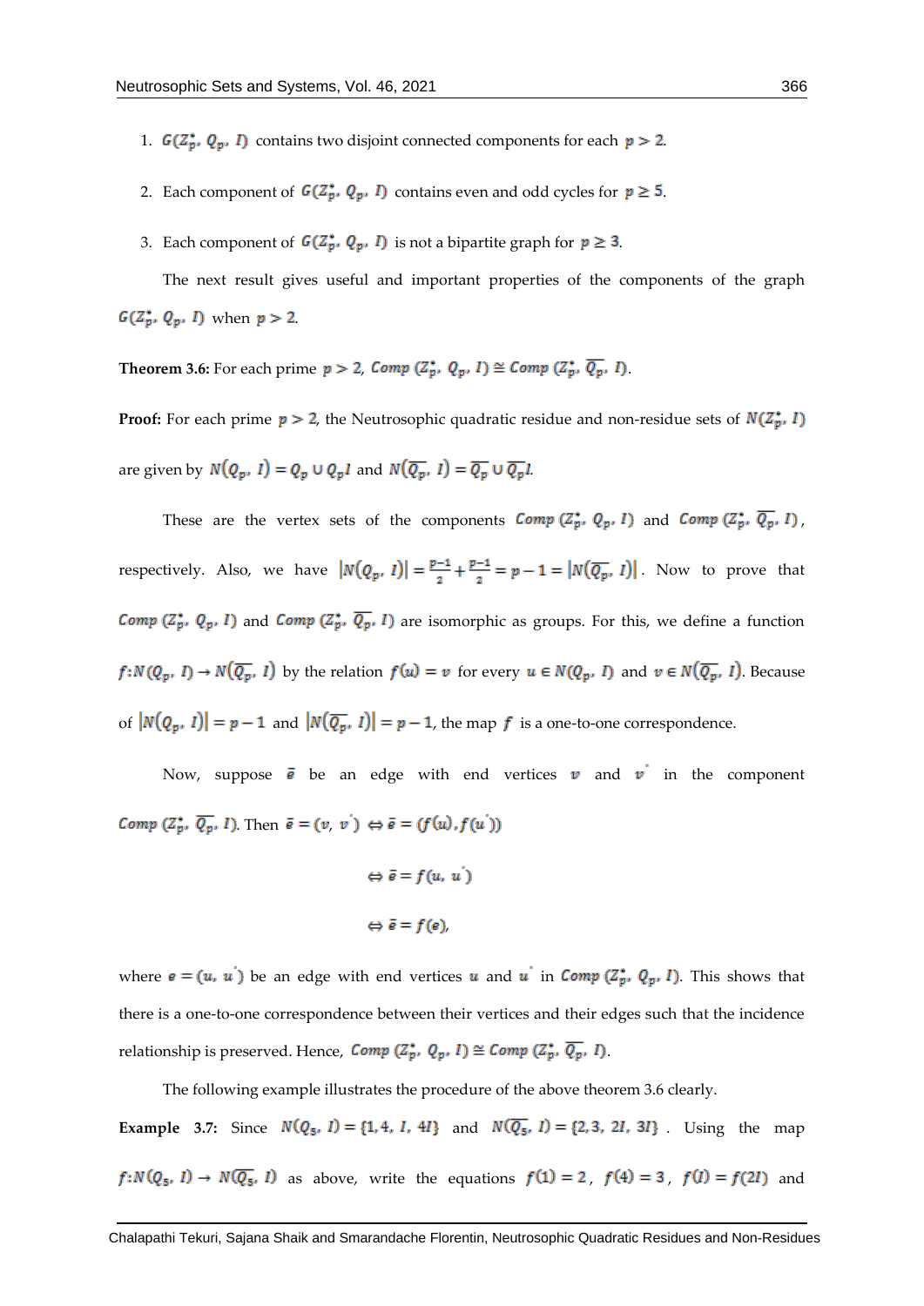1. $G(Z_p^*, Q_p, I)$ contains two disjoint connected components for each $p > 2$.

2. Each component of $G(Z_p^*, Q_p, I)$ contains even and odd cycles for $p \geq 5$.

3. Each component of $G(Z_p^*, Q_p, I)$ is not a bipartite graph for $p \geq 3$.

The next result gives useful and important properties of the components of the graph $G(Z_p^*, Q_p, I)$ when $p > 2$.

**Theorem 3.6:** For each prime $p > 2$, $Comp\ (Z_p^*, Q_p, I) \cong Comp\ (Z_p^*, \overline{Q_p}, I)$.

**Proof:** For each prime $p > 2$, the Neutrosophic quadratic residue and non-residue sets of $N(Z_p^*, I)$ are given by $N(Q_p, I) = Q_p \cup Q_p I$ and $N(\overline{Q_p}, I) = \overline{Q_p} \cup \overline{Q_p} I$.

These are the vertex sets of the components $Comp\ (Z_p^*, Q_p, I)$ and $Comp\ (Z_p^*, \overline{Q_p}, I)$, respectively. Also, we have $|N(Q_p, I)| = \frac{p-1}{2} + \frac{p-1}{2} = p - 1 = |N(\overline{Q_p}, I)|$. Now to prove that $Comp\ (Z_p^*, Q_p, I)$ and $Comp\ (Z_p^*, \overline{Q_p}, I)$ are isomorphic as groups. For this, we define a function $f: N(Q_p, I) \rightarrow N(\overline{Q_p}, I)$ by the relation $f(u) = v$ for every $u \in N(Q_p, I)$ and $v \in N(\overline{Q_p}, I)$. Because of $|N(Q_p, I)| = p - 1$ and $|N(\overline{Q_p}, I)| = p - 1$, the map $f$ is a one-to-one correspondence.

Now, suppose $\bar{e}$ be an edge with end vertices $v$ and $v^{'}$ in the component $Comp\ (Z_p^*, \overline{Q_p}, I)$. Then $\bar{e} = (v, v^{'}) \Leftrightarrow \bar{e} = (f(u), f(u^{'}))$

$$\Leftrightarrow \bar{e} = f(u, u^{'})$$

$$\Leftrightarrow \bar{e} = f(e),$$

where $e = (u, u^{'})$ be an edge with end vertices $u$ and $u^{'}$ in $Comp\ (Z_p^*, Q_p, I)$. This shows that there is a one-to-one correspondence between their vertices and their edges such that the incidence relationship is preserved. Hence, $Comp\ (Z_p^*, Q_p, I) \cong Comp\ (Z_p^*, \overline{Q_p}, I)$.

The following example illustrates the procedure of the above theorem 3.6 clearly.

**Example 3.7:** Since $N(Q_5, I) = \{1, 4, I, 4I\}$ and $N(\overline{Q_5}, I) = \{2, 3, 2I, 3I\}$. Using the map $f: N(Q_5, I) \rightarrow N(\overline{Q_5}, I)$ as above, write the equations $f(1) = 2$, $f(4) = 3$, $f(I) = f(2I)$ and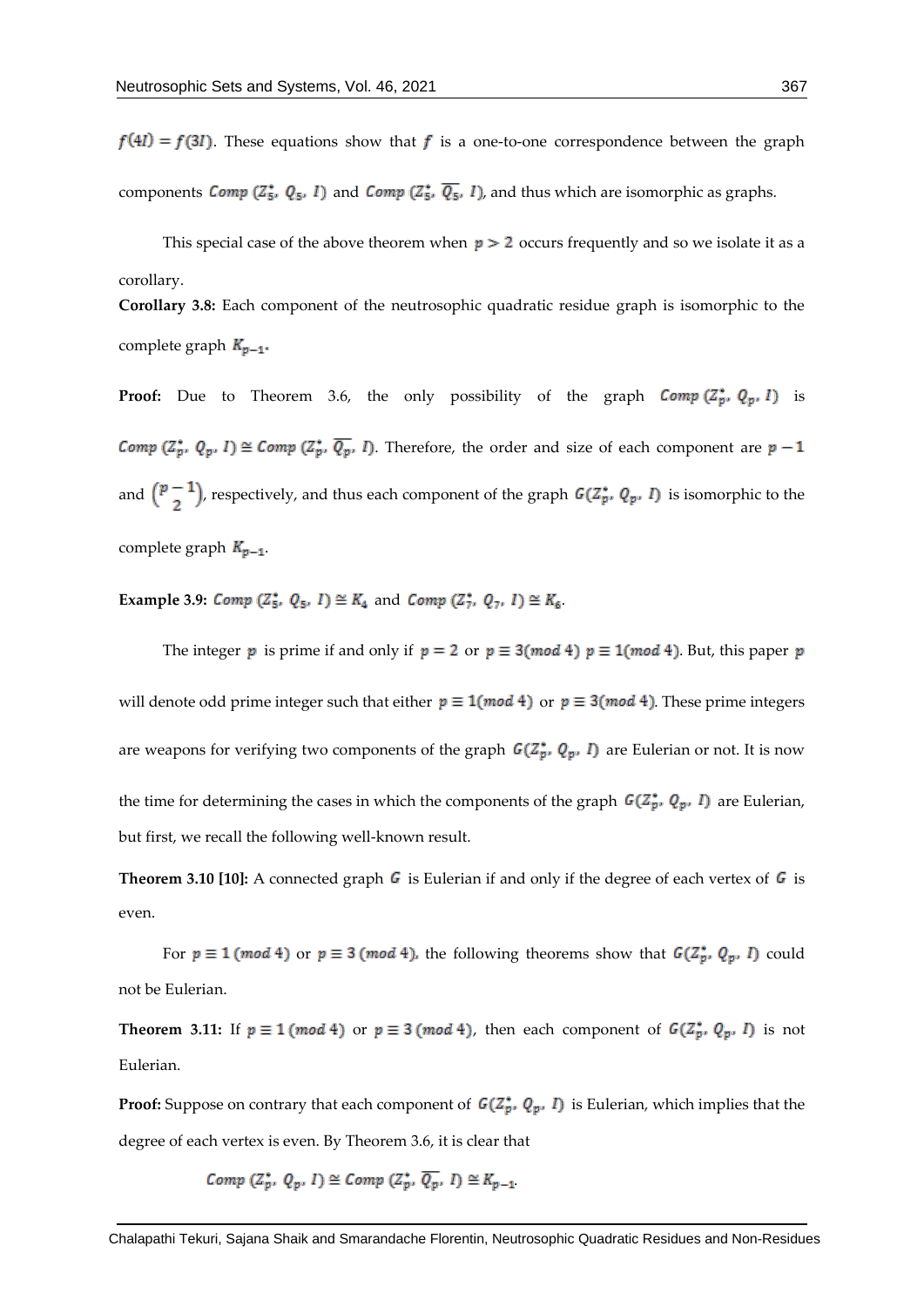$f(4I) = f(3I)$. These equations show that $f$ is a one-to-one correspondence between the graph components $Comp\ (Z_5^*,\ Q_5,\ I)$ and $Comp\ (Z_5^*,\ \overline{Q_5},\ I)$, and thus which are isomorphic as graphs.

This special case of the above theorem when $p > 2$ occurs frequently and so we isolate it as a corollary.

**Corollary 3.8:** Each component of the neutrosophic quadratic residue graph is isomorphic to the complete graph $K_{p-1}$.

**Proof:** Due to Theorem 3.6, the only possibility of the graph $Comp\ (Z_p^*,\ Q_p,\ I)$ is $Comp\ (Z_p^*,\ Q_p,\ I) \cong Comp\ (Z_p^*,\ \overline{Q_p},\ I)$. Therefore, the order and size of each component are $p-1$ and $\binom{p-1}{2}$, respectively, and thus each component of the graph $G(Z_p^*,\ Q_p,\ I)$ is isomorphic to the complete graph $K_{p-1}$.

**Example 3.9:** $Comp\ (Z_5^*,\ Q_5,\ I) \cong K_4$ and $Comp\ (Z_7^*,\ Q_7,\ I) \cong K_6$.

The integer $p$ is prime if and only if $p = 2$ or $p \equiv 3(mod\ 4)$ $p \equiv 1(mod\ 4)$. But, this paper $p$ will denote odd prime integer such that either $p \equiv 1(mod\ 4)$ or $p \equiv 3(mod\ 4)$. These prime integers are weapons for verifying two components of the graph $G(Z_p^*,\ Q_p,\ I)$ are Eulerian or not. It is now the time for determining the cases in which the components of the graph $G(Z_p^*,\ Q_p,\ I)$ are Eulerian, but first, we recall the following well-known result.

**Theorem 3.10 [10]:** A connected graph $G$ is Eulerian if and only if the degree of each vertex of $G$ is even.

For $p \equiv 1\ (mod\ 4)$ or $p \equiv 3\ (mod\ 4)$, the following theorems show that $G(Z_p^*,\ Q_p,\ I)$ could not be Eulerian.

**Theorem 3.11:** If $p \equiv 1\ (mod\ 4)$ or $p \equiv 3\ (mod\ 4)$, then each component of $G(Z_p^*,\ Q_p,\ I)$ is not Eulerian.

**Proof:** Suppose on contrary that each component of $G(Z_p^*,\ Q_p,\ I)$ is Eulerian, which implies that the degree of each vertex is even. By Theorem 3.6, it is clear that

$$Comp\ (Z_p^*,\ Q_p,\ I) \cong Comp\ (Z_p^*,\ \overline{Q_p},\ I) \cong K_{p-1}.$$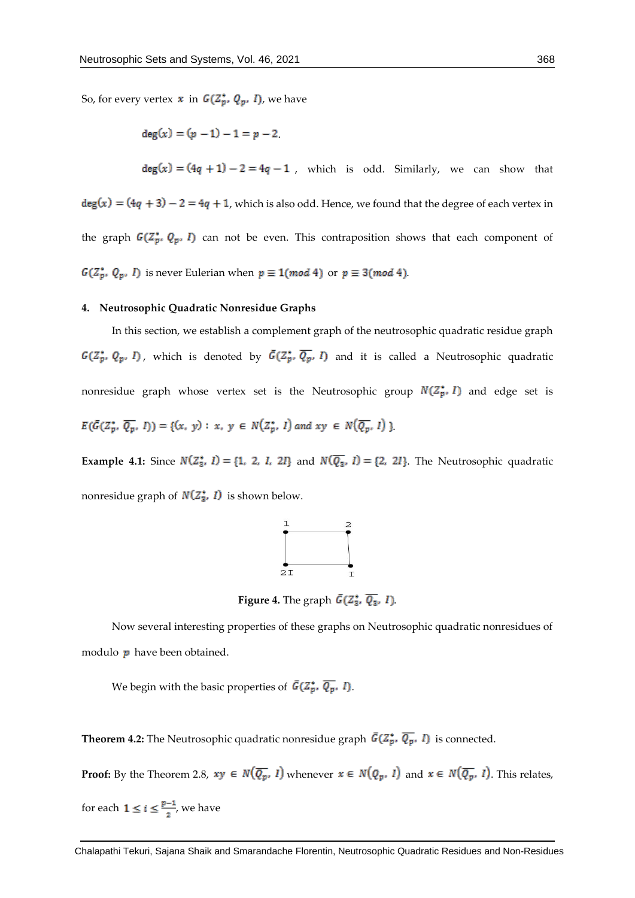So, for every vertex $x$ in $G(Z_p^*, Q_p, I)$, we have

$$\deg(x) = (p-1) - 1 = p - 2.$$

$\deg(x) = (4q+1) - 2 = 4q - 1$, which is odd. Similarly, we can show that $\deg(x) = (4q+3) - 2 = 4q + 1$, which is also odd. Hence, we found that the degree of each vertex in the graph $G(Z_p^*, Q_p, I)$ can not be even. This contraposition shows that each component of $G(Z_p^*, Q_p, I)$ is never Eulerian when $p \equiv 1 (mod\ 4)$ or $p \equiv 3 (mod\ 4)$.

## 4. Neutrosophic Quadratic Nonresidue Graphs

In this section, we establish a complement graph of the neutrosophic quadratic residue graph $G(Z_p^*, Q_p, I)$, which is denoted by $\bar{G}(Z_p^*, \overline{Q_p}, I)$ and it is called a Neutrosophic quadratic nonresidue graph whose vertex set is the Neutrosophic group $N(Z_p^*, I)$ and edge set is $E(\bar{G}(Z_p^*, \overline{Q_p}, I)) = \{(x, y) : x, y \in N(Z_p^*, I) \text{ and } xy \in N(\overline{Q_p}, I)\}$.

**Example 4.1:** Since $N(Z_3^*, I) = \{1, 2, I, 2I\}$ and $N(\overline{Q_3}, I) = \{2, 2I\}$. The Neutrosophic quadratic nonresidue graph of $N(Z_3^*, I)$ is shown below.

**Figure 4.** The graph $\bar{G}(Z_3^*, \overline{Q_3}, I)$.

Now several interesting properties of these graphs on Neutrosophic quadratic nonresidues of modulo $p$ have been obtained.

We begin with the basic properties of $\bar{G}(Z_p^*, \overline{Q_p}, I)$.

**Theorem 4.2:** The Neutrosophic quadratic nonresidue graph $\bar{G}(Z_p^*, \overline{Q_p}, I)$ is connected.

**Proof:** By the Theorem 2.8, $xy \in N(\overline{Q_p}, I)$ whenever $x \in N(Q_p, I)$ and $x \in N(\overline{Q_p}, I)$. This relates, for each $1 \leq i \leq \frac{p-1}{2}$, we have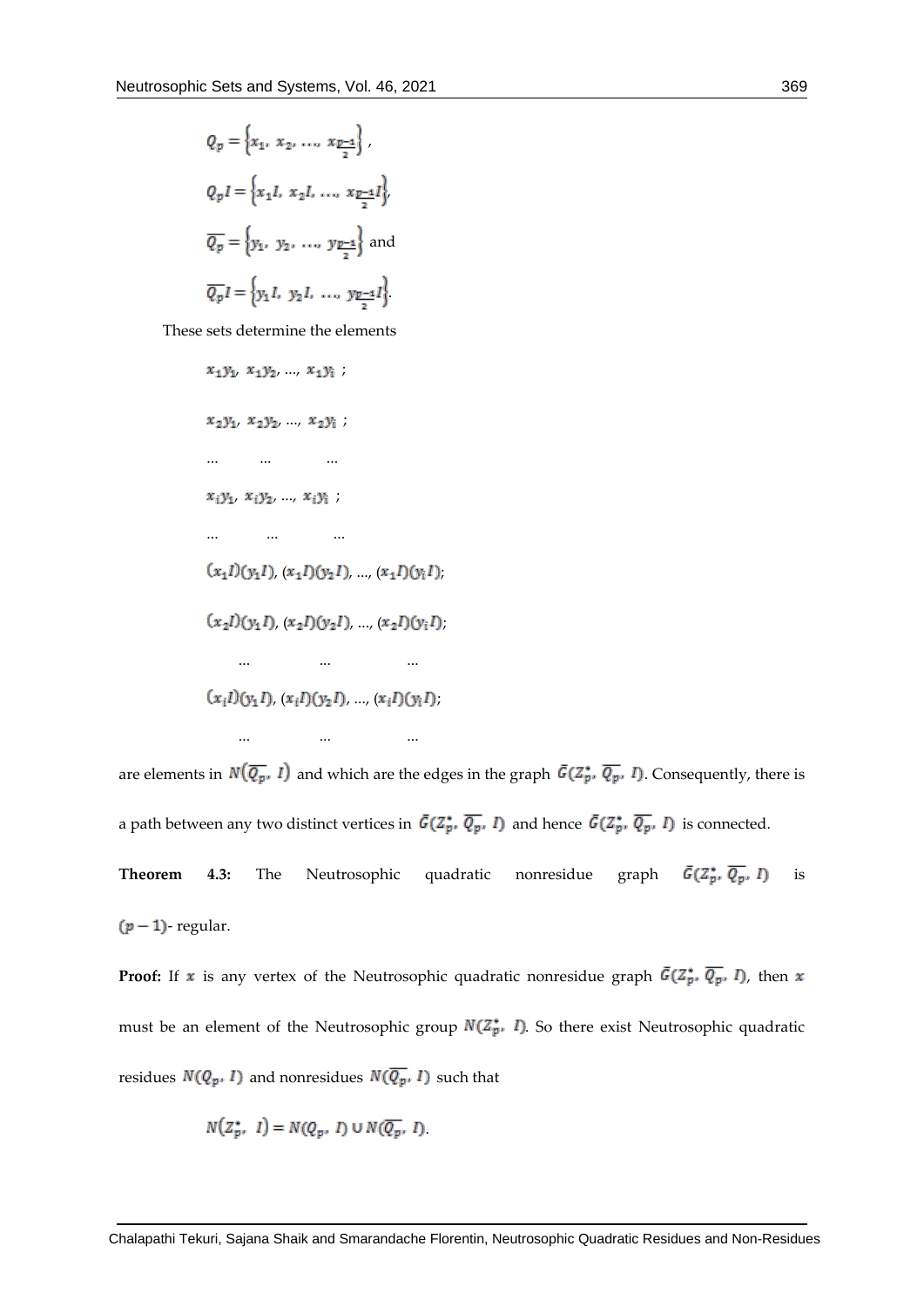$$Q_p = \left\{x_1,\ x_2,\ \ldots,\ x_{\frac{p-1}{2}}\right\},$$

$$Q_p I = \left\{x_1 I,\ x_2 I,\ \ldots,\ x_{\frac{p-1}{2}} I\right\},$$

$$\overline{Q_p} = \left\{y_1,\ y_2,\ \ldots,\ y_{\frac{p-1}{2}}\right\} \text{ and}$$

$$\overline{Q_p} I = \left\{y_1 I,\ y_2 I,\ \ldots,\ y_{\frac{p-1}{2}} I\right\}.$$

These sets determine the elements

$x_1 y_1,\ x_1 y_2,\ \ldots,\ x_1 y_i$ ;

$x_2 y_1,\ x_2 y_2,\ \ldots,\ x_2 y_i$ ;

… … …

$x_i y_1,\ x_i y_2,\ \ldots,\ x_i y_i$ ;

… … …

$(x_1 I)(y_1 I),\ (x_1 I)(y_2 I),\ \ldots,\ (x_1 I)(y_i I)$;

$(x_2 I)(y_1 I),\ (x_2 I)(y_2 I),\ \ldots,\ (x_2 I)(y_i I)$;

… … …

$(x_i I)(y_1 I),\ (x_i I)(y_2 I),\ \ldots,\ (x_i I)(y_i I)$;

… … …

are elements in $N(\overline{Q_p},\ I)$ and which are the edges in the graph $\bar{G}(Z_p^*,\ \overline{Q_p},\ I)$. Consequently, there is a path between any two distinct vertices in $\bar{G}(Z_p^*,\ \overline{Q_p},\ I)$ and hence $\bar{G}(Z_p^*,\ \overline{Q_p},\ I)$ is connected.

**Theorem 4.3:** The Neutrosophic quadratic nonresidue graph $\bar{G}(Z_p^*,\ \overline{Q_p},\ I)$ is $(p-1)$- regular.

**Proof:** If $x$ is any vertex of the Neutrosophic quadratic nonresidue graph $\bar{G}(Z_p^*,\ \overline{Q_p},\ I)$, then $x$ must be an element of the Neutrosophic group $N(Z_p^*,\ I)$. So there exist Neutrosophic quadratic residues $N(Q_p,\ I)$ and nonresidues $N(\overline{Q_p},\ I)$ such that

$$N(Z_p^*,\ I) = N(Q_p,\ I) \cup N(\overline{Q_p},\ I).$$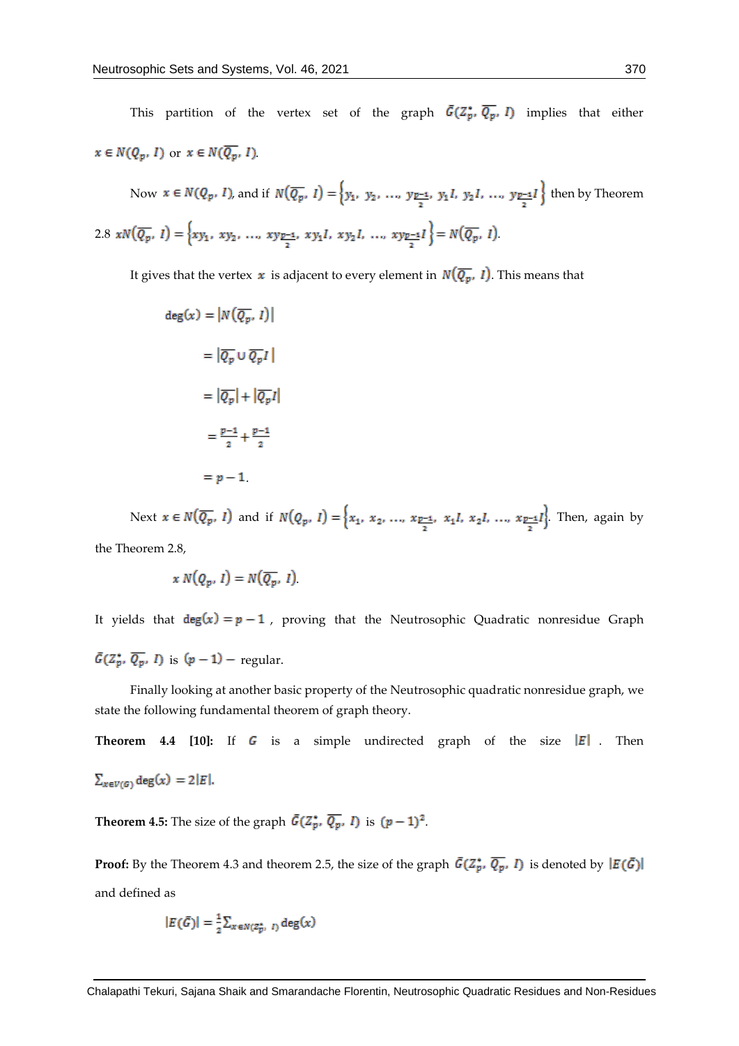This partition of the vertex set of the graph $\bar{G}(Z_p^*, \overline{Q_p}, I)$ implies that either $x \in N(Q_p, I)$ or $x \in N(\overline{Q_p}, I)$.

Now $x \in N(Q_p, I)$, and if $N(\overline{Q_p}, I) = \left\{y_1, y_2, \ldots, y_{\frac{p-1}{2}}, y_1 I, y_2 I, \ldots, y_{\frac{p-1}{2}} I\right\}$ then by Theorem 2.8 $xN(\overline{Q_p}, I) = \left\{xy_1, xy_2, \ldots, xy_{\frac{p-1}{2}}, xy_1 I, xy_2 I, \ldots, xy_{\frac{p-1}{2}} I\right\} = N(\overline{Q_p}, I)$.

It gives that the vertex $x$ is adjacent to every element in $N(\overline{Q_p}, I)$. This means that

$$\begin{aligned}
\deg(x) &= \left|N(\overline{Q_p}, I)\right| \\
&= \left|\overline{Q_p} \cup \overline{Q_p} I\right| \\
&= \left|\overline{Q_p}\right| + \left|\overline{Q_p} I\right| \\
&= \tfrac{p-1}{2} + \tfrac{p-1}{2} \\
&= p - 1.
\end{aligned}$$

Next $x \in N(\overline{Q_p}, I)$ and if $N(Q_p, I) = \left\{x_1, x_2, \ldots, x_{\frac{p-1}{2}}, x_1 I, x_2 I, \ldots, x_{\frac{p-1}{2}} I\right\}$. Then, again by the Theorem 2.8,

$$x\, N(Q_p, I) = N(\overline{Q_p}, I).$$

It yields that $\deg(x) = p - 1$, proving that the Neutrosophic Quadratic nonresidue Graph $\bar{G}(Z_p^*, \overline{Q_p}, I)$ is $(p-1)-$ regular.

Finally looking at another basic property of the Neutrosophic quadratic nonresidue graph, we state the following fundamental theorem of graph theory.

**Theorem 4.4 [10]:** If $G$ is a simple undirected graph of the size $|E|$. Then $\sum_{x \in V(G)} \deg(x) = 2|E|$.

**Theorem 4.5:** The size of the graph $\bar{G}(Z_p^*, \overline{Q_p}, I)$ is $(p-1)^2$.

**Proof:** By the Theorem 4.3 and theorem 2.5, the size of the graph $\bar{G}(Z_p^*, \overline{Q_p}, I)$ is denoted by $|E(\bar{G})|$ and defined as

$$|E(\bar{G})| = \frac{1}{2} \sum_{x \in N(Z_p^*, I)} \deg(x)$$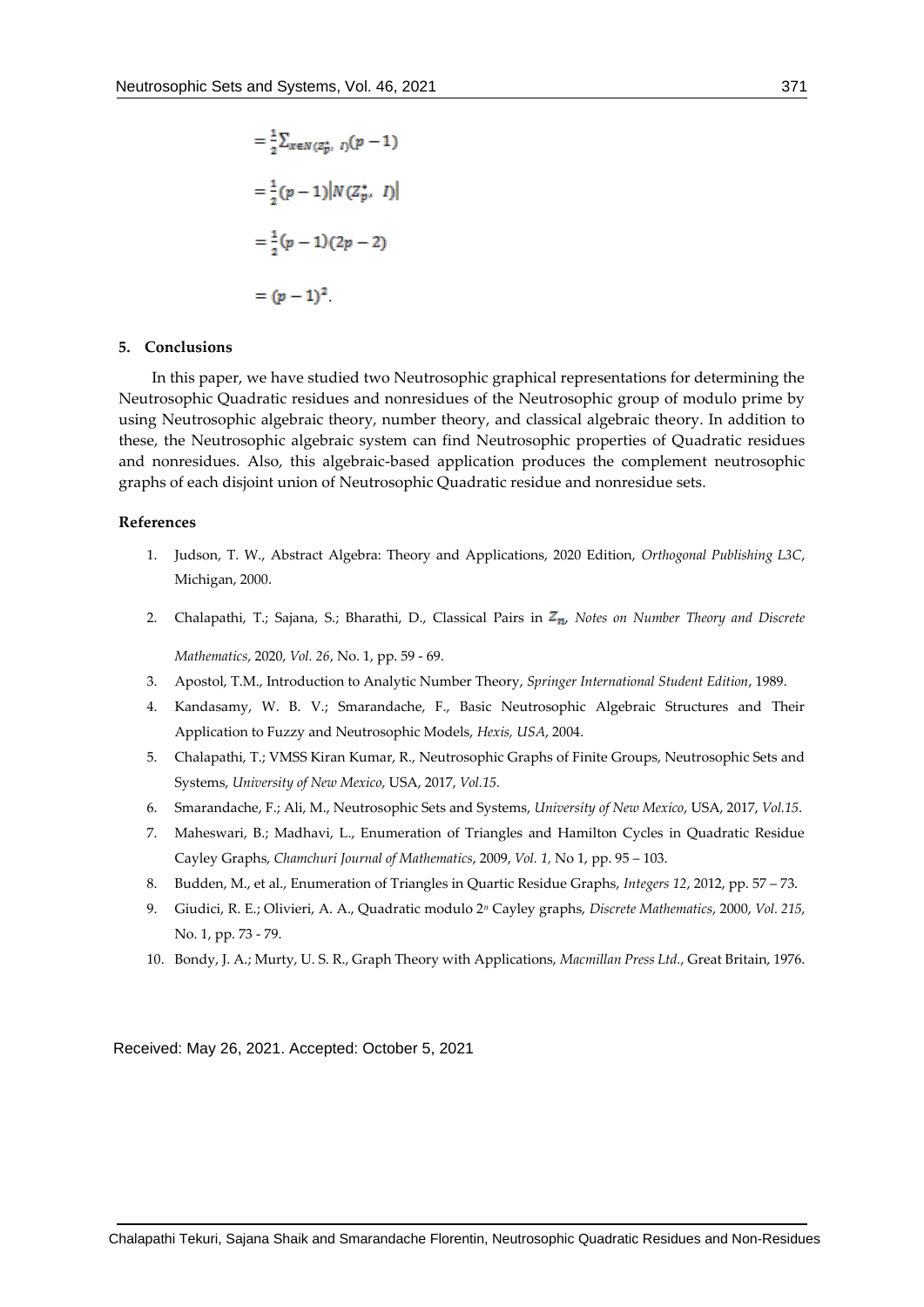$$= \frac{1}{2}\sum_{x\in N(Z_p^*,\ I)}(p-1)$$

$$= \frac{1}{2}(p-1)\left|N(Z_p^*,\ I)\right|$$

$$= \frac{1}{2}(p-1)(2p-2)$$

$$= (p-1)^2.$$

## 5. Conclusions

In this paper, we have studied two Neutrosophic graphical representations for determining the Neutrosophic Quadratic residues and nonresidues of the Neutrosophic group of modulo prime by using Neutrosophic algebraic theory, number theory, and classical algebraic theory. In addition to these, the Neutrosophic algebraic system can find Neutrosophic properties of Quadratic residues and nonresidues. Also, this algebraic-based application produces the complement neutrosophic graphs of each disjoint union of Neutrosophic Quadratic residue and nonresidue sets.

## References

1. Judson, T. W., Abstract Algebra: Theory and Applications, 2020 Edition, *Orthogonal Publishing L3C*, Michigan, 2000.
2. Chalapathi, T.; Sajana, S.; Bharathi, D., Classical Pairs in $Z_n$, *Notes on Number Theory and Discrete Mathematics*, 2020, *Vol. 26*, No. 1, pp. 59 - 69.
3. Apostol, T.M., Introduction to Analytic Number Theory, *Springer International Student Edition*, 1989.
4. Kandasamy, W. B. V.; Smarandache, F., Basic Neutrosophic Algebraic Structures and Their Application to Fuzzy and Neutrosophic Models, *Hexis, USA*, 2004.
5. Chalapathi, T.; VMSS Kiran Kumar, R., Neutrosophic Graphs of Finite Groups, Neutrosophic Sets and Systems, *University of New Mexico*, USA, 2017, *Vol.15*.
6. Smarandache, F.; Ali, M., Neutrosophic Sets and Systems, *University of New Mexico*, USA, 2017, *Vol.15*.
7. Maheswari, B.; Madhavi, L., Enumeration of Triangles and Hamilton Cycles in Quadratic Residue Cayley Graphs, *Chamchuri Journal of Mathematics*, 2009, *Vol. 1*, No 1, pp. 95 – 103.
8. Budden, M., et al., Enumeration of Triangles in Quartic Residue Graphs, *Integers 12*, 2012, pp. 57 – 73.
9. Giudici, R. E.; Olivieri, A. A., Quadratic modulo $2^n$ Cayley graphs, *Discrete Mathematics*, 2000, *Vol. 215*, No. 1, pp. 73 - 79.
10. Bondy, J. A.; Murty, U. S. R., Graph Theory with Applications, *Macmillan Press Ltd.*, Great Britain, 1976.

Received: May 26, 2021. Accepted: October 5, 2021